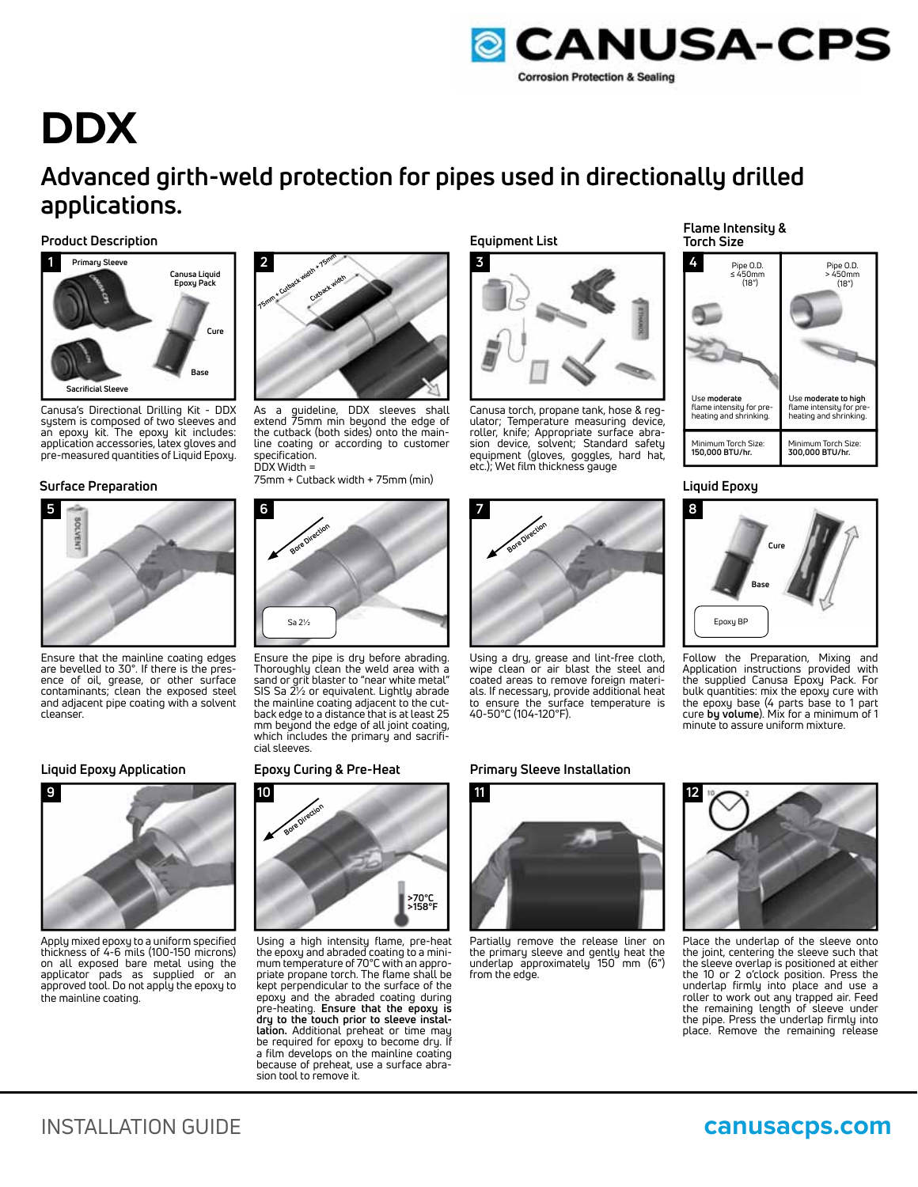CANUSA-CPS

Corrosion Protection & Sealing

# DDX

## Advanced girth-weld protection for pipes used in directionally drilled applications.

### Product Description

1

Canusa's Directional Drilling Kit - DDX system is composed of two sleeves and an epoxy kit. The epoxy kit includes: application accessories, latex gloves and pre-measured quantities of Liquid Epoxy.

2

As a guideline, DDX sleeves shall extend 75mm min beyond the edge of the cutback (both sides) onto the mainline coating or according to customer specification.
DDX Width =
75mm + Cutback width + 75mm (min)

### Equipment List

3

Canusa torch, propane tank, hose & regulator; Temperature measuring device, roller, knife; Appropriate surface abrasion device, solvent; Standard safety equipment (gloves, goggles, hard hat, etc.); Wet film thickness gauge

### Flame Intensity & Torch Size

4

| Pipe O.D. ≤ 450mm (18") | Pipe O.D. > 450mm (18") |
|---|---|
| Use **moderate** flame intensity for pre-heating and shrinking. | Use **moderate to high** flame intensity for pre-heating and shrinking. |
| Minimum Torch Size: **150,000 BTU/hr.** | Minimum Torch Size: **300,000 BTU/hr.** |

### Surface Preparation

5

Ensure that the mainline coating edges are bevelled to 30°. If there is the presence of oil, grease, or other surface contaminants; clean the exposed steel and adjacent pipe coating with a solvent cleanser.

6

Ensure the pipe is dry before abrading. Thoroughly clean the weld area with a sand or grit blaster to "near white metal" SIS Sa 2½ or equivalent. Lightly abrade the mainline coating adjacent to the cutback area to a distance that is at least 25 mm beyond the edge of all joint coating, which includes the primary and sacrificial sleeves.

7

Using a dry, grease and lint-free cloth, wipe clean or air blast the steel and coated areas to remove foreign materials. If necessary, provide additional heat to ensure the surface temperature is 40-50°C (104-120°F).

### Liquid Epoxy

8

Follow the Preparation, Mixing and Application instructions provided with the supplied Canusa Epoxy Pack. For bulk quantities: mix the epoxy cure with the epoxy base (4 parts base to 1 part cure **by volume**). Mix for a minimum of 1 minute to assure uniform mixture.

### Liquid Epoxy Application

9

Apply mixed epoxy to a uniform specified thickness of 4-6 mils (100-150 microns) on all exposed bare metal using the applicator pads as supplied or an approved tool. Do not apply the epoxy to the mainline coating.

### Epoxy Curing & Pre-Heat

10

Using a high intensity flame, pre-heat the epoxy and abraded coating to a minimum temperature of 70°C with an appropriate propane torch. The flame shall be kept perpendicular to the surface of the epoxy and the abraded coating during pre-heating. **Ensure that the epoxy is dry to the touch prior to sleeve installation.** Additional preheat or time may be required for epoxy to become dry. If a film develops on the mainline coating because of preheat, use a surface abrasion tool to remove it.

### Primary Sleeve Installation

11

Partially remove the release liner on the primary sleeve and gently heat the underlap approximately 150 mm (6") from the edge.

12

Place the underlap of the sleeve onto the joint, centering the sleeve such that the sleeve overlap is positioned at either the 10 or 2 o'clock position. Press the underlap firmly into place and use a roller to work out any trapped air. Feed the remaining length of sleeve under the pipe. Press the underlap firmly into place. Remove the remaining release

INSTALLATION GUIDE canusacps.com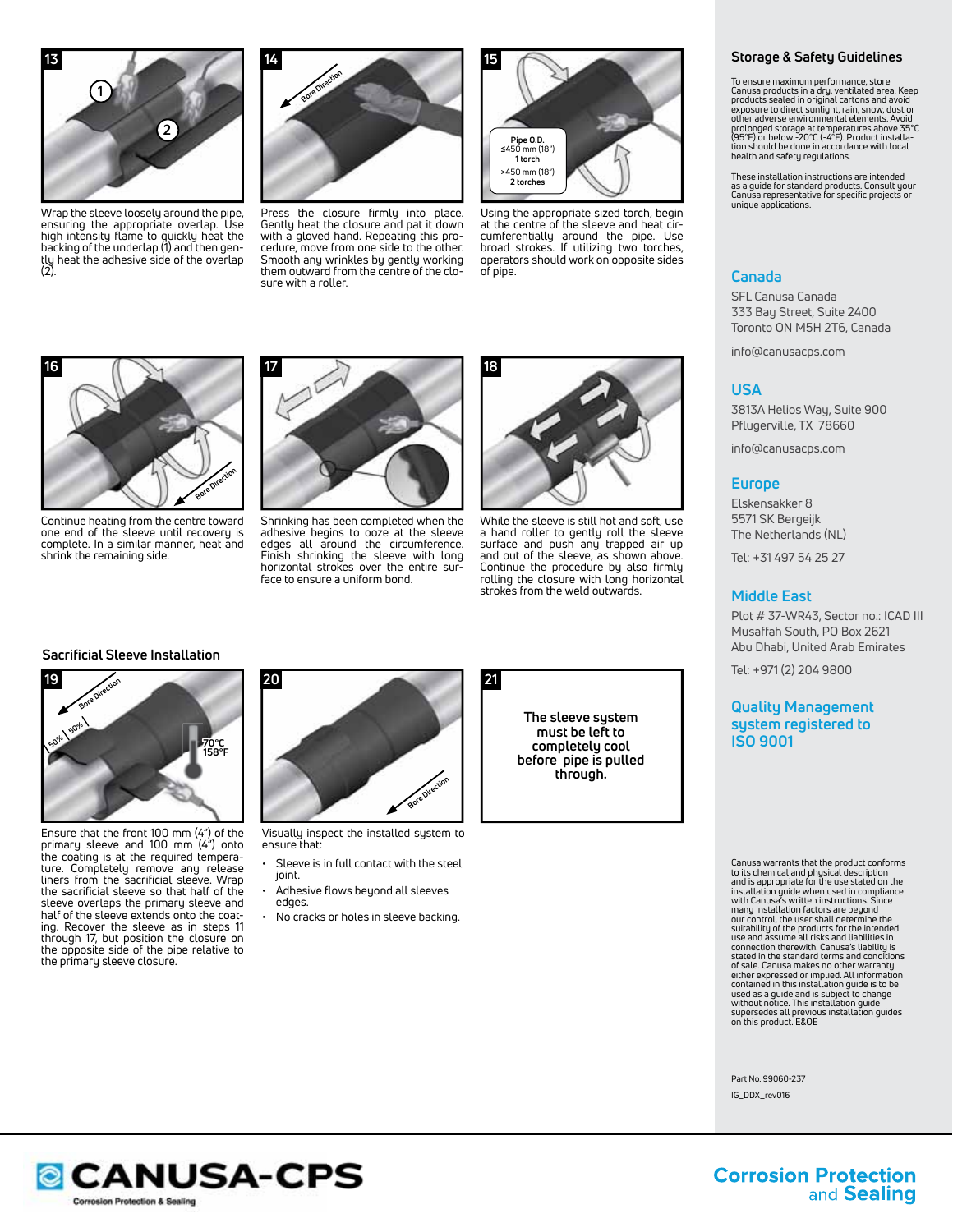**13**

Wrap the sleeve loosely around the pipe, ensuring the appropriate overlap. Use high intensity flame to quickly heat the backing of the underlap (1) and then gently heat the adhesive side of the overlap (2).

**14**

Press the closure firmly into place. Gently heat the closure and pat it down with a gloved hand. Repeating this procedure, move from one side to the other. Smooth any wrinkles by gently working them outward from the centre of the closure with a roller.

**15**

Pipe O.D.
≤450 mm (18")
1 torch

>450 mm (18")
2 torches

Using the appropriate sized torch, begin at the centre of the sleeve and heat circumferentially around the pipe. Use broad strokes. If utilizing two torches, operators should work on opposite sides of pipe.

**16**

Continue heating from the centre toward one end of the sleeve until recovery is complete. In a similar manner, heat and shrink the remaining side.

**17**

Shrinking has been completed when the adhesive begins to ooze at the sleeve edges all around the circumference. Finish shrinking the sleeve with long horizontal strokes over the entire surface to ensure a uniform bond.

**18**

While the sleeve is still hot and soft, use a hand roller to gently roll the sleeve surface and push any trapped air up and out of the sleeve, as shown above. Continue the procedure by also firmly rolling the closure with long horizontal strokes from the weld outwards.

## Sacrificial Sleeve Installation

**19**

50% 50%
70°C
158°F

Ensure that the front 100 mm (4") of the primary sleeve and 100 mm (4") onto the coating is at the required temperature. Completely remove any release liners from the sacrificial sleeve. Wrap the sacrificial sleeve so that half of the sleeve overlaps the primary sleeve and half of the sleeve extends onto the coating. Recover the sleeve as in steps 11 through 17, but position the closure on the opposite side of the pipe relative to the primary sleeve closure.

**20**

Visually inspect the installed system to ensure that:

- Sleeve is in full contact with the steel joint.
- Adhesive flows beyond all sleeves edges.
- No cracks or holes in sleeve backing.

**21**

**The sleeve system must be left to completely cool before pipe is pulled through.**

## Storage & Safety Guidelines

To ensure maximum performance, store Canusa products in a dry, ventilated area. Keep products sealed in original cartons and avoid exposure to direct sunlight, rain, snow, dust or other adverse environmental elements. Avoid prolonged storage at temperatures above 35°C (95°F) or below -20°C (-4°F). Product installation should be done in accordance with local health and safety regulations.

These installation instructions are intended as a guide for standard products. Consult your Canusa representative for specific projects or unique applications.

## Canada

SFL Canusa Canada
333 Bay Street, Suite 2400
Toronto ON M5H 2T6, Canada

info@canusacps.com

## USA

3813A Helios Way, Suite 900
Pflugerville, TX 78660

info@canusacps.com

## Europe

Elskensakker 8
5571 SK Bergeijk
The Netherlands (NL)

Tel: +31 497 54 25 27

## Middle East

Plot # 37-WR43, Sector no.: ICAD III
Musaffah South, PO Box 2621
Abu Dhabi, United Arab Emirates

Tel: +971 (2) 204 9800

## Quality Management system registered to ISO 9001

Canusa warrants that the product conforms to its chemical and physical description and is appropriate for the use stated on the installation guide when used in compliance with Canusa's written instructions. Since many installation factors are beyond our control, the user shall determine the suitability of the products for the intended use and assume all risks and liabilities in connection therewith. Canusa's liability is stated in the standard terms and conditions of sale. Canusa makes no other warranty either expressed or implied. All information contained in this installation guide is to be used as a guide and is subject to change without notice. This installation guide supersedes all previous installation guides on this product. E&OE

Part No. 99060-237
IG_DDX_rev016

CANUSA-CPS
Corrosion Protection & Sealing

Corrosion Protection and Sealing